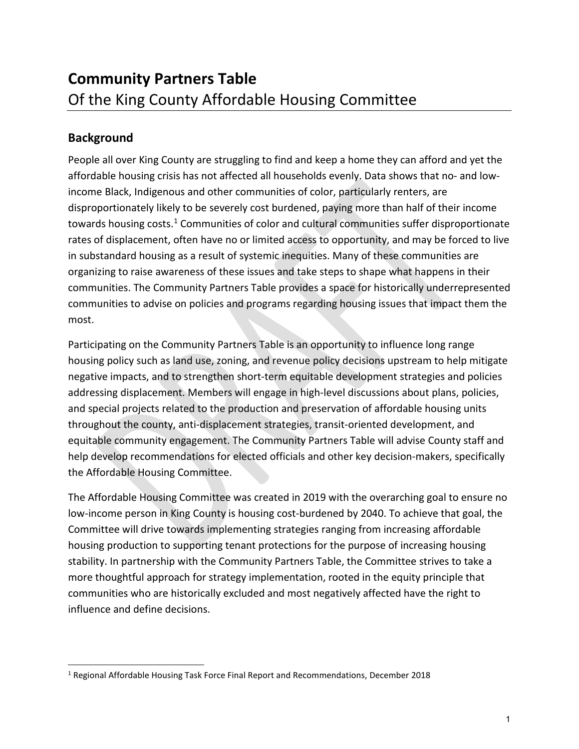# Community Partners Table

Of the King County Affordable Housing Committee

## Background

People all over King County are struggling to find and keep a home they can afford and yet the affordable housing crisis has not affected all households evenly. Data shows that no- and low-income Black, Indigenous and other communities of color, particularly renters, are disproportionately likely to be severely cost burdened, paying more than half of their income towards housing costs.[1] Communities of color and cultural communities suffer disproportionate rates of displacement, often have no or limited access to opportunity, and may be forced to live in substandard housing as a result of systemic inequities. Many of these communities are organizing to raise awareness of these issues and take steps to shape what happens in their communities. The Community Partners Table provides a space for historically underrepresented communities to advise on policies and programs regarding housing issues that impact them the most.

Participating on the Community Partners Table is an opportunity to influence long range housing policy such as land use, zoning, and revenue policy decisions upstream to help mitigate negative impacts, and to strengthen short-term equitable development strategies and policies addressing displacement. Members will engage in high-level discussions about plans, policies, and special projects related to the production and preservation of affordable housing units throughout the county, anti-displacement strategies, transit-oriented development, and equitable community engagement. The Community Partners Table will advise County staff and help develop recommendations for elected officials and other key decision-makers, specifically the Affordable Housing Committee.

The Affordable Housing Committee was created in 2019 with the overarching goal to ensure no low-income person in King County is housing cost-burdened by 2040. To achieve that goal, the Committee will drive towards implementing strategies ranging from increasing affordable housing production to supporting tenant protections for the purpose of increasing housing stability. In partnership with the Community Partners Table, the Committee strives to take a more thoughtful approach for strategy implementation, rooted in the equity principle that communities who are historically excluded and most negatively affected have the right to influence and define decisions.

[1] Regional Affordable Housing Task Force Final Report and Recommendations, December 2018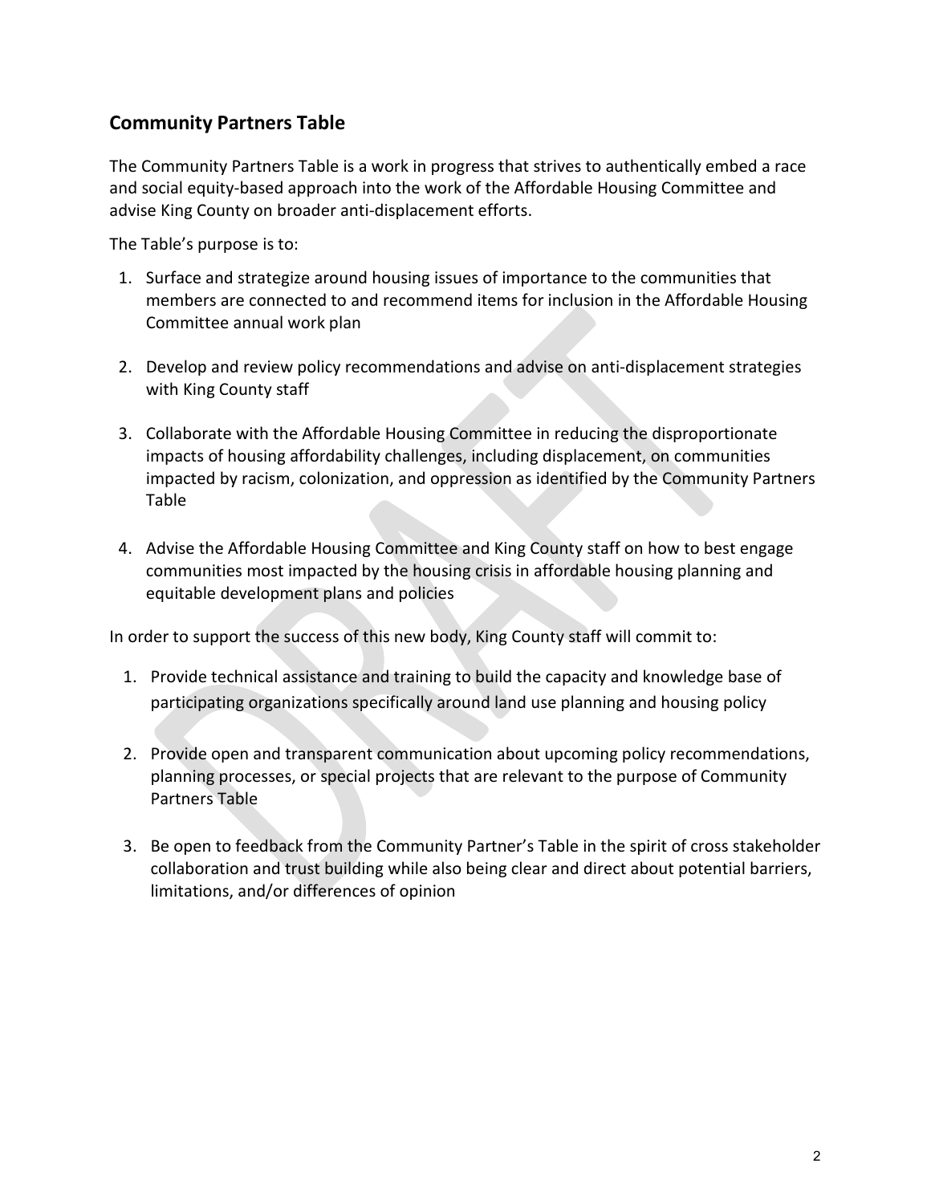## Community Partners Table

The Community Partners Table is a work in progress that strives to authentically embed a race and social equity-based approach into the work of the Affordable Housing Committee and advise King County on broader anti-displacement efforts.

The Table's purpose is to:

1. Surface and strategize around housing issues of importance to the communities that members are connected to and recommend items for inclusion in the Affordable Housing Committee annual work plan

2. Develop and review policy recommendations and advise on anti-displacement strategies with King County staff

3. Collaborate with the Affordable Housing Committee in reducing the disproportionate impacts of housing affordability challenges, including displacement, on communities impacted by racism, colonization, and oppression as identified by the Community Partners Table

4. Advise the Affordable Housing Committee and King County staff on how to best engage communities most impacted by the housing crisis in affordable housing planning and equitable development plans and policies

In order to support the success of this new body, King County staff will commit to:

1. Provide technical assistance and training to build the capacity and knowledge base of participating organizations specifically around land use planning and housing policy

2. Provide open and transparent communication about upcoming policy recommendations, planning processes, or special projects that are relevant to the purpose of Community Partners Table

3. Be open to feedback from the Community Partner's Table in the spirit of cross stakeholder collaboration and trust building while also being clear and direct about potential barriers, limitations, and/or differences of opinion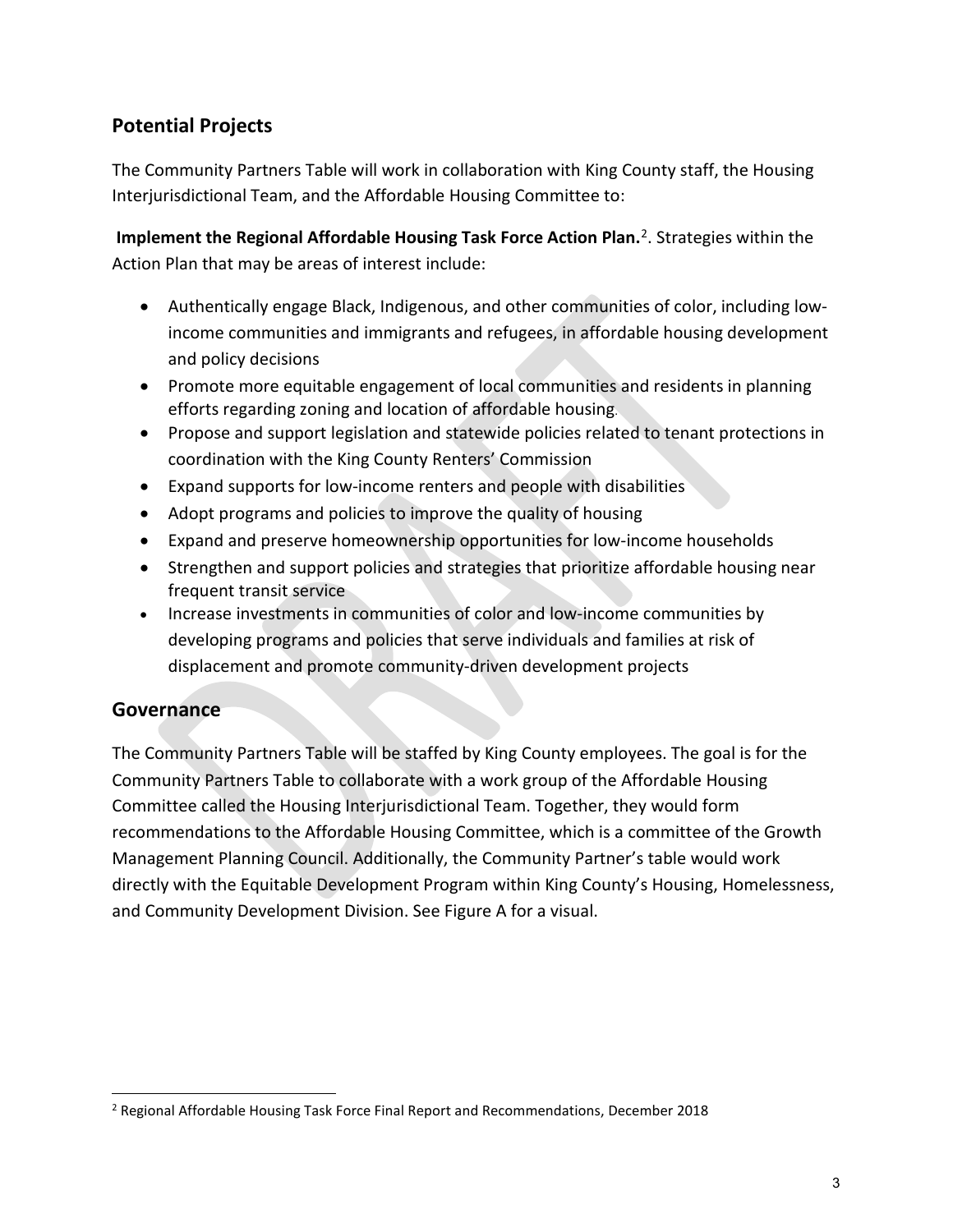## Potential Projects

The Community Partners Table will work in collaboration with King County staff, the Housing Interjurisdictional Team, and the Affordable Housing Committee to:

**Implement the Regional Affordable Housing Task Force Action Plan.**[2]. Strategies within the Action Plan that may be areas of interest include:

- Authentically engage Black, Indigenous, and other communities of color, including low-income communities and immigrants and refugees, in affordable housing development and policy decisions
- Promote more equitable engagement of local communities and residents in planning efforts regarding zoning and location of affordable housing.
- Propose and support legislation and statewide policies related to tenant protections in coordination with the King County Renters' Commission
- Expand supports for low-income renters and people with disabilities
- Adopt programs and policies to improve the quality of housing
- Expand and preserve homeownership opportunities for low-income households
- Strengthen and support policies and strategies that prioritize affordable housing near frequent transit service
- Increase investments in communities of color and low-income communities by developing programs and policies that serve individuals and families at risk of displacement and promote community-driven development projects

## Governance

The Community Partners Table will be staffed by King County employees. The goal is for the Community Partners Table to collaborate with a work group of the Affordable Housing Committee called the Housing Interjurisdictional Team. Together, they would form recommendations to the Affordable Housing Committee, which is a committee of the Growth Management Planning Council. Additionally, the Community Partner's table would work directly with the Equitable Development Program within King County's Housing, Homelessness, and Community Development Division. See Figure A for a visual.

[2] Regional Affordable Housing Task Force Final Report and Recommendations, December 2018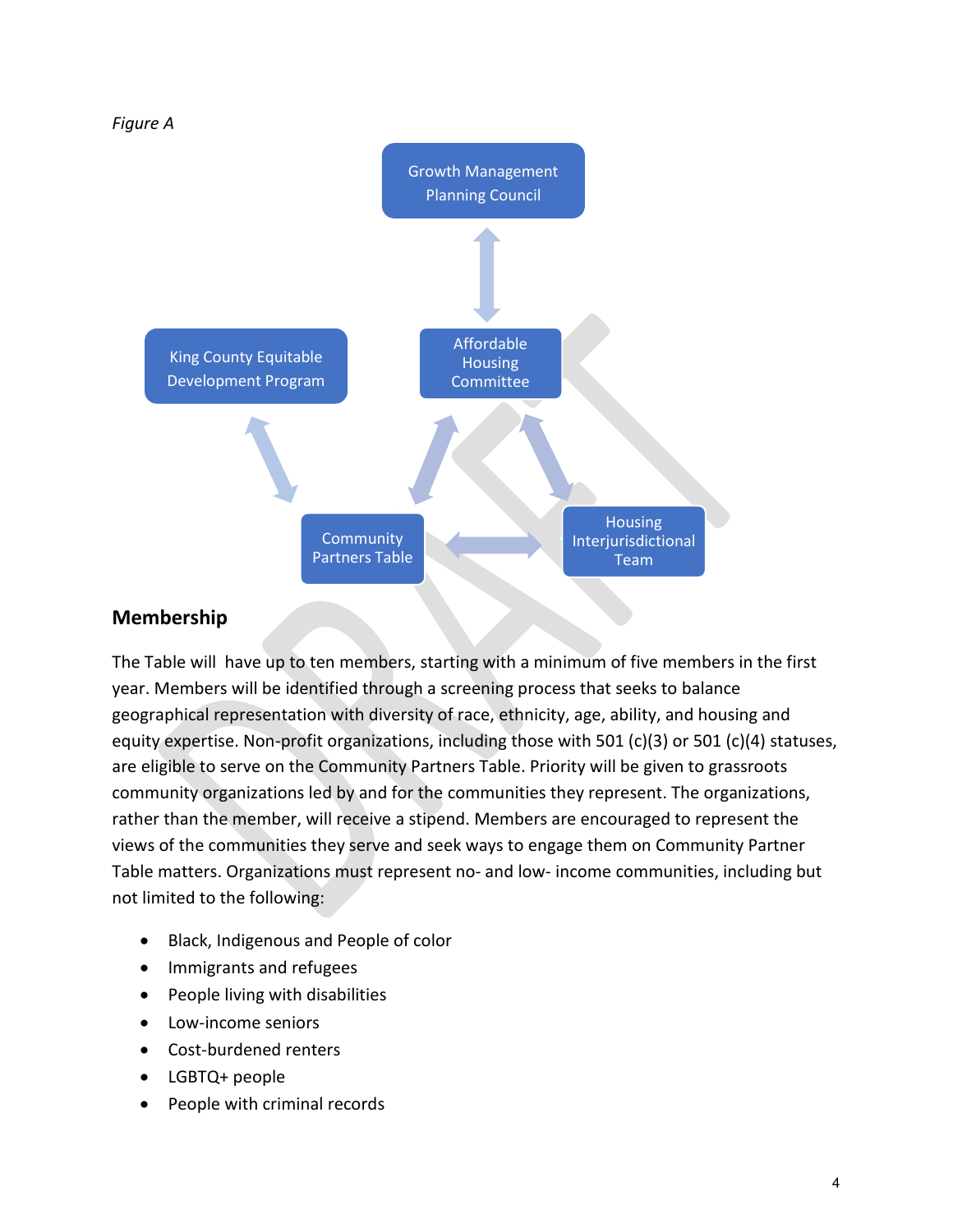*Figure A*

Growth Management Planning Council

Affordable Housing Committee

King County Equitable Development Program

Community Partners Table

Housing Interjurisdictional Team

## Membership

The Table will have up to ten members, starting with a minimum of five members in the first year. Members will be identified through a screening process that seeks to balance geographical representation with diversity of race, ethnicity, age, ability, and housing and equity expertise. Non-profit organizations, including those with 501 (c)(3) or 501 (c)(4) statuses, are eligible to serve on the Community Partners Table. Priority will be given to grassroots community organizations led by and for the communities they represent. The organizations, rather than the member, will receive a stipend. Members are encouraged to represent the views of the communities they serve and seek ways to engage them on Community Partner Table matters. Organizations must represent no- and low- income communities, including but not limited to the following:

- Black, Indigenous and People of color
- Immigrants and refugees
- People living with disabilities
- Low-income seniors
- Cost-burdened renters
- LGBTQ+ people
- People with criminal records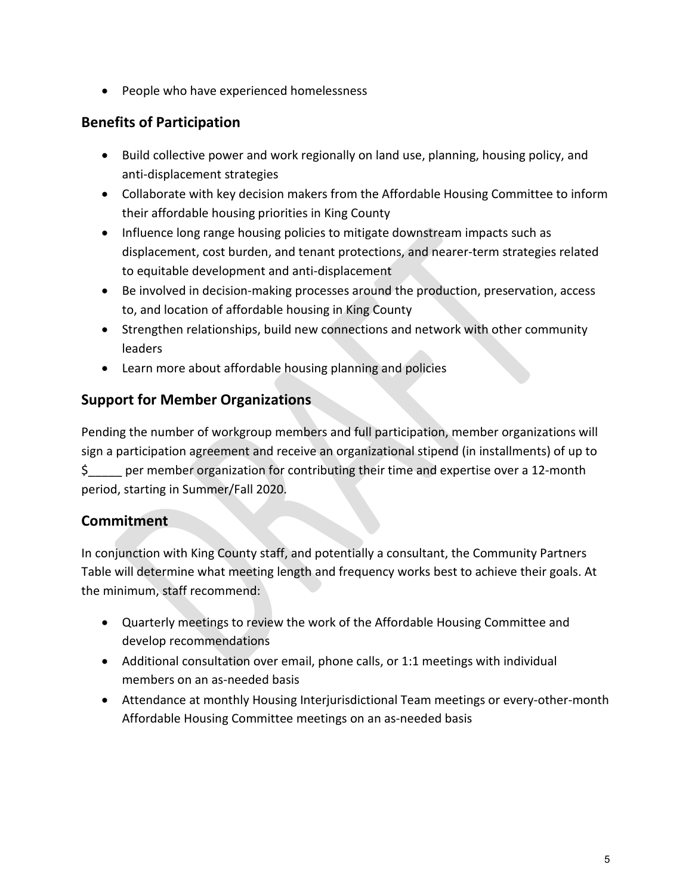- People who have experienced homelessness

## Benefits of Participation

- Build collective power and work regionally on land use, planning, housing policy, and anti-displacement strategies
- Collaborate with key decision makers from the Affordable Housing Committee to inform their affordable housing priorities in King County
- Influence long range housing policies to mitigate downstream impacts such as displacement, cost burden, and tenant protections, and nearer-term strategies related to equitable development and anti-displacement
- Be involved in decision-making processes around the production, preservation, access to, and location of affordable housing in King County
- Strengthen relationships, build new connections and network with other community leaders
- Learn more about affordable housing planning and policies

## Support for Member Organizations

Pending the number of workgroup members and full participation, member organizations will sign a participation agreement and receive an organizational stipend (in installments) of up to $_____ per member organization for contributing their time and expertise over a 12-month period, starting in Summer/Fall 2020.

## Commitment

In conjunction with King County staff, and potentially a consultant, the Community Partners Table will determine what meeting length and frequency works best to achieve their goals. At the minimum, staff recommend:

- Quarterly meetings to review the work of the Affordable Housing Committee and develop recommendations
- Additional consultation over email, phone calls, or 1:1 meetings with individual members on an as-needed basis
- Attendance at monthly Housing Interjurisdictional Team meetings or every-other-month Affordable Housing Committee meetings on an as-needed basis